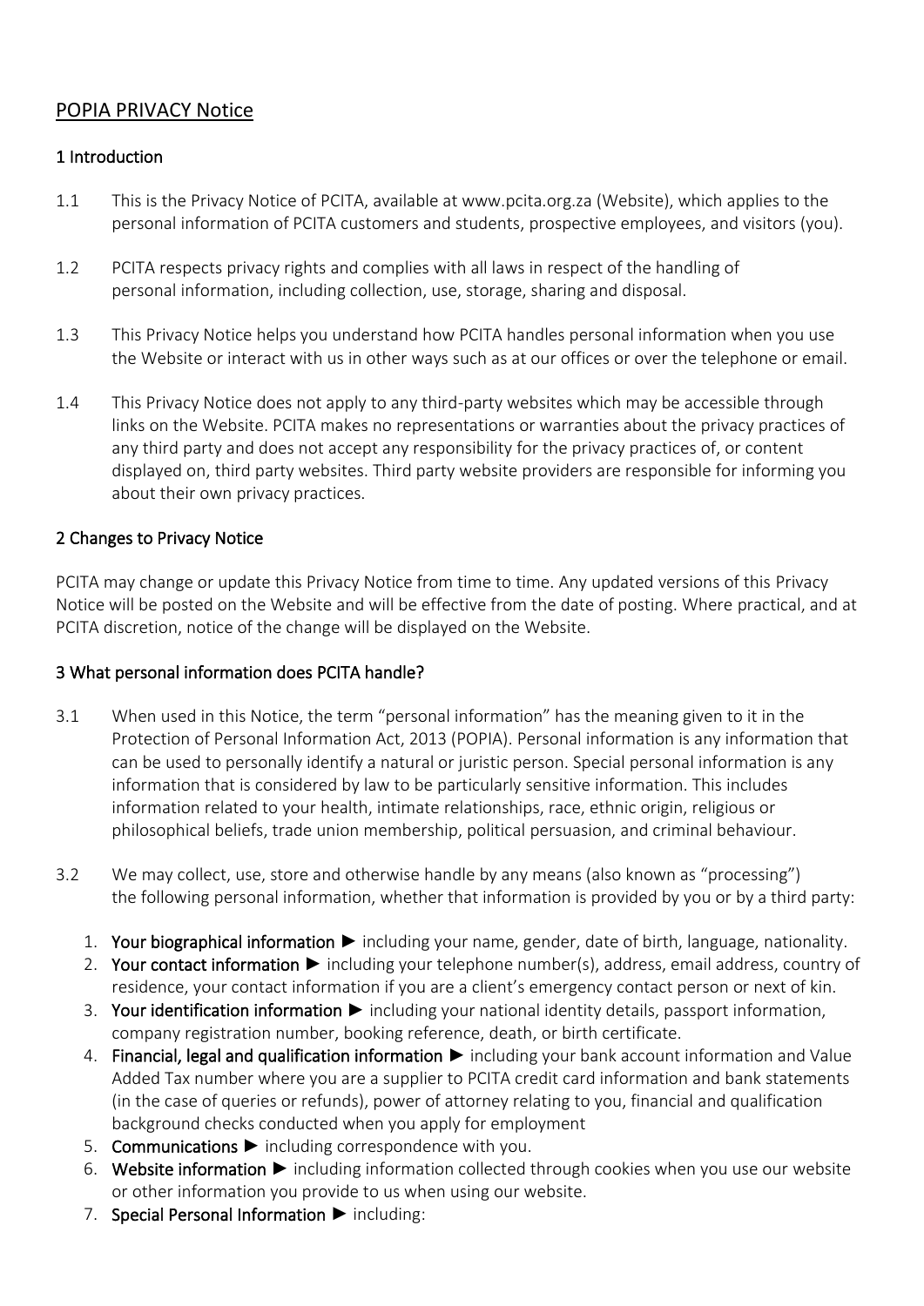# POPIA PRIVACY Notice

## 1 Introduction

1.1 This is the Privacy Notice of PCITA, available at www.pcita.org.za (Website), which applies to the personal information of PCITA customers and students, prospective employees, and visitors (you).

1.2 PCITA respects privacy rights and complies with all laws in respect of the handling of personal information, including collection, use, storage, sharing and disposal.

1.3 This Privacy Notice helps you understand how PCITA handles personal information when you use the Website or interact with us in other ways such as at our offices or over the telephone or email.

1.4 This Privacy Notice does not apply to any third-party websites which may be accessible through links on the Website. PCITA makes no representations or warranties about the privacy practices of any third party and does not accept any responsibility for the privacy practices of, or content displayed on, third party websites. Third party website providers are responsible for informing you about their own privacy practices.

## 2 Changes to Privacy Notice

PCITA may change or update this Privacy Notice from time to time. Any updated versions of this Privacy Notice will be posted on the Website and will be effective from the date of posting. Where practical, and at PCITA discretion, notice of the change will be displayed on the Website.

## 3 What personal information does PCITA handle?

3.1 When used in this Notice, the term "personal information" has the meaning given to it in the Protection of Personal Information Act, 2013 (POPIA). Personal information is any information that can be used to personally identify a natural or juristic person. Special personal information is any information that is considered by law to be particularly sensitive information. This includes information related to your health, intimate relationships, race, ethnic origin, religious or philosophical beliefs, trade union membership, political persuasion, and criminal behaviour.

3.2 We may collect, use, store and otherwise handle by any means (also known as "processing") the following personal information, whether that information is provided by you or by a third party:

1. **Your biographical information** ► including your name, gender, date of birth, language, nationality.
2. **Your contact information** ► including your telephone number(s), address, email address, country of residence, your contact information if you are a client's emergency contact person or next of kin.
3. **Your identification information** ► including your national identity details, passport information, company registration number, booking reference, death, or birth certificate.
4. **Financial, legal and qualification information** ► including your bank account information and Value Added Tax number where you are a supplier to PCITA credit card information and bank statements (in the case of queries or refunds), power of attorney relating to you, financial and qualification background checks conducted when you apply for employment
5. **Communications** ► including correspondence with you.
6. **Website information** ► including information collected through cookies when you use our website or other information you provide to us when using our website.
7. **Special Personal Information** ► including: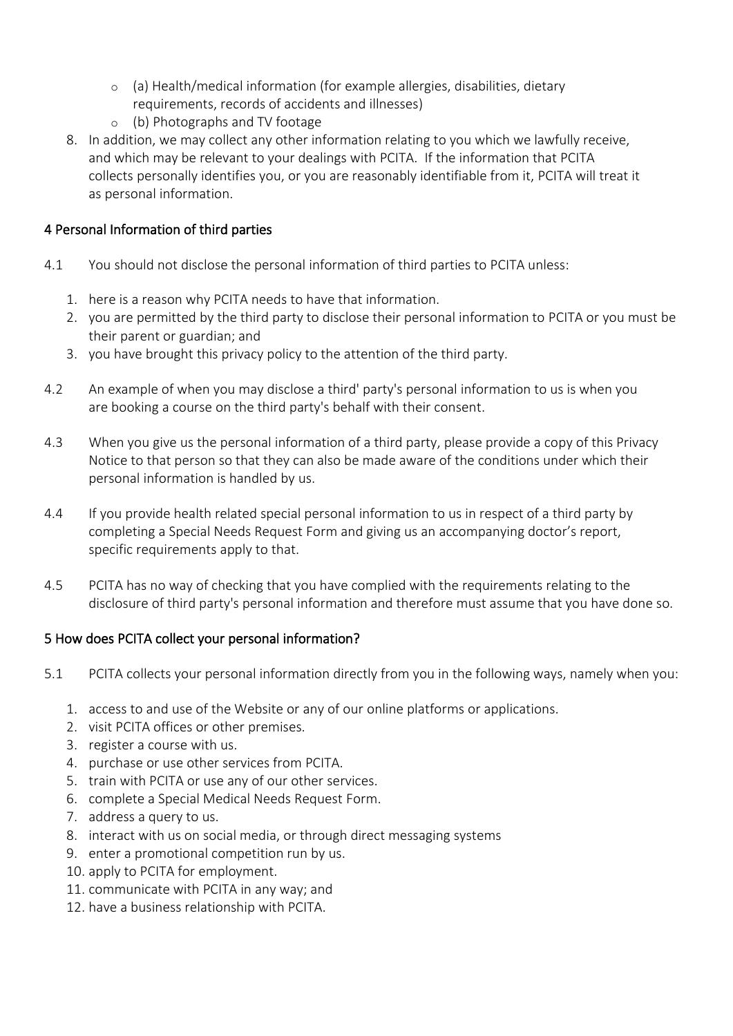- (a) Health/medical information (for example allergies, disabilities, dietary requirements, records of accidents and illnesses)
- (b) Photographs and TV footage

8. In addition, we may collect any other information relating to you which we lawfully receive, and which may be relevant to your dealings with PCITA. If the information that PCITA collects personally identifies you, or you are reasonably identifiable from it, PCITA will treat it as personal information.

## 4 Personal Information of third parties

4.1 You should not disclose the personal information of third parties to PCITA unless:

1. here is a reason why PCITA needs to have that information.
2. you are permitted by the third party to disclose their personal information to PCITA or you must be their parent or guardian; and
3. you have brought this privacy policy to the attention of the third party.

4.2 An example of when you may disclose a third' party's personal information to us is when you are booking a course on the third party's behalf with their consent.

4.3 When you give us the personal information of a third party, please provide a copy of this Privacy Notice to that person so that they can also be made aware of the conditions under which their personal information is handled by us.

4.4 If you provide health related special personal information to us in respect of a third party by completing a Special Needs Request Form and giving us an accompanying doctor's report, specific requirements apply to that.

4.5 PCITA has no way of checking that you have complied with the requirements relating to the disclosure of third party's personal information and therefore must assume that you have done so.

## 5 How does PCITA collect your personal information?

5.1 PCITA collects your personal information directly from you in the following ways, namely when you:

1. access to and use of the Website or any of our online platforms or applications.
2. visit PCITA offices or other premises.
3. register a course with us.
4. purchase or use other services from PCITA.
5. train with PCITA or use any of our other services.
6. complete a Special Medical Needs Request Form.
7. address a query to us.
8. interact with us on social media, or through direct messaging systems
9. enter a promotional competition run by us.
10. apply to PCITA for employment.
11. communicate with PCITA in any way; and
12. have a business relationship with PCITA.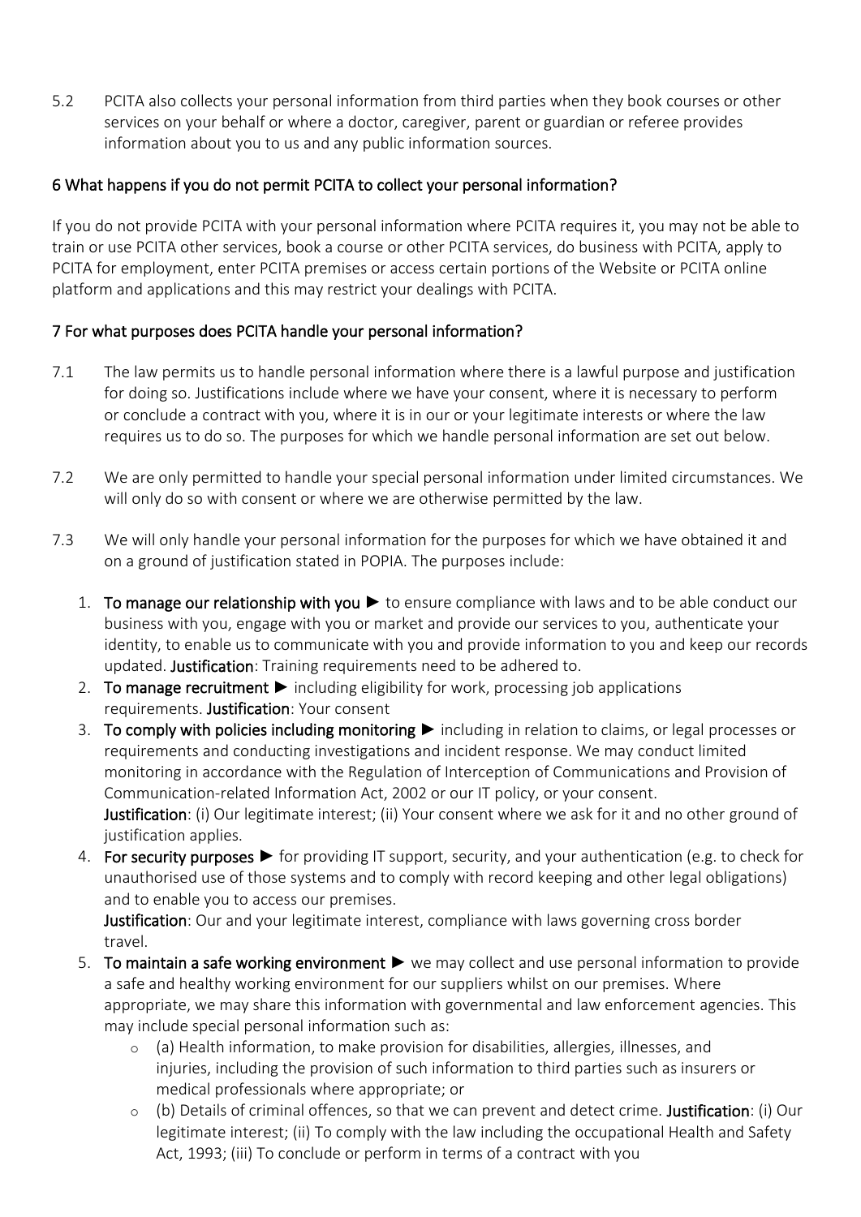5.2 PCITA also collects your personal information from third parties when they book courses or other services on your behalf or where a doctor, caregiver, parent or guardian or referee provides information about you to us and any public information sources.

## 6 What happens if you do not permit PCITA to collect your personal information?

If you do not provide PCITA with your personal information where PCITA requires it, you may not be able to train or use PCITA other services, book a course or other PCITA services, do business with PCITA, apply to PCITA for employment, enter PCITA premises or access certain portions of the Website or PCITA online platform and applications and this may restrict your dealings with PCITA.

## 7 For what purposes does PCITA handle your personal information?

7.1 The law permits us to handle personal information where there is a lawful purpose and justification for doing so. Justifications include where we have your consent, where it is necessary to perform or conclude a contract with you, where it is in our or your legitimate interests or where the law requires us to do so. The purposes for which we handle personal information are set out below.

7.2 We are only permitted to handle your special personal information under limited circumstances. We will only do so with consent or where we are otherwise permitted by the law.

7.3 We will only handle your personal information for the purposes for which we have obtained it and on a ground of justification stated in POPIA. The purposes include:

1. **To manage our relationship with you** ► to ensure compliance with laws and to be able conduct our business with you, engage with you or market and provide our services to you, authenticate your identity, to enable us to communicate with you and provide information to you and keep our records updated. **Justification**: Training requirements need to be adhered to.
2. **To manage recruitment** ► including eligibility for work, processing job applications requirements. **Justification**: Your consent
3. **To comply with policies including monitoring** ► including in relation to claims, or legal processes or requirements and conducting investigations and incident response. We may conduct limited monitoring in accordance with the Regulation of Interception of Communications and Provision of Communication-related Information Act, 2002 or our IT policy, or your consent.
   **Justification**: (i) Our legitimate interest; (ii) Your consent where we ask for it and no other ground of justification applies.
4. **For security purposes** ► for providing IT support, security, and your authentication (e.g. to check for unauthorised use of those systems and to comply with record keeping and other legal obligations) and to enable you to access our premises.
   **Justification**: Our and your legitimate interest, compliance with laws governing cross border travel.
5. **To maintain a safe working environment** ► we may collect and use personal information to provide a safe and healthy working environment for our suppliers whilst on our premises. Where appropriate, we may share this information with governmental and law enforcement agencies. This may include special personal information such as:
   - (a) Health information, to make provision for disabilities, allergies, illnesses, and injuries, including the provision of such information to third parties such as insurers or medical professionals where appropriate; or
   - (b) Details of criminal offences, so that we can prevent and detect crime. **Justification**: (i) Our legitimate interest; (ii) To comply with the law including the occupational Health and Safety Act, 1993; (iii) To conclude or perform in terms of a contract with you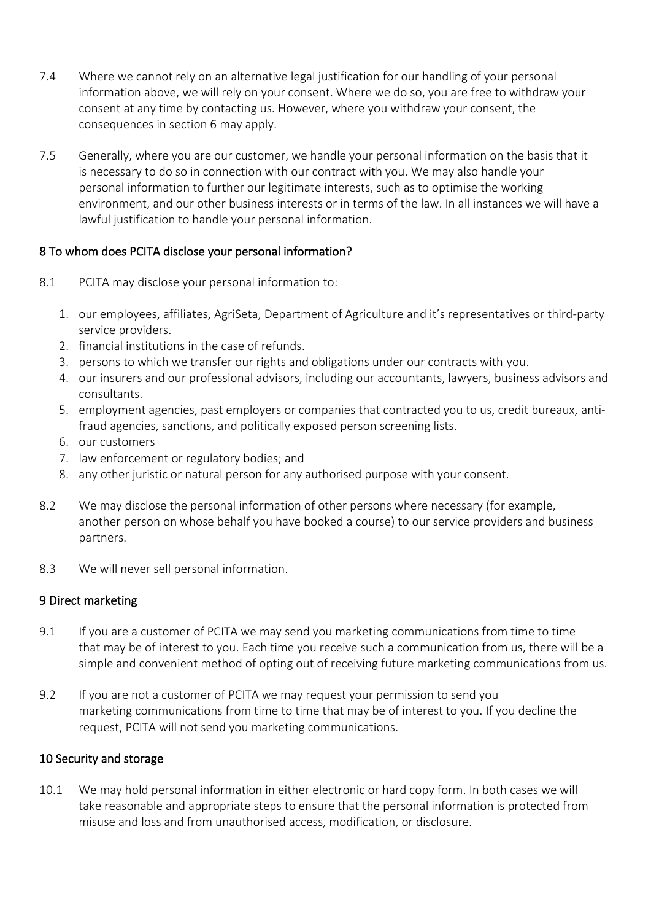7.4 Where we cannot rely on an alternative legal justification for our handling of your personal information above, we will rely on your consent. Where we do so, you are free to withdraw your consent at any time by contacting us. However, where you withdraw your consent, the consequences in section 6 may apply.

7.5 Generally, where you are our customer, we handle your personal information on the basis that it is necessary to do so in connection with our contract with you. We may also handle your personal information to further our legitimate interests, such as to optimise the working environment, and our other business interests or in terms of the law. In all instances we will have a lawful justification to handle your personal information.

## 8 To whom does PCITA disclose your personal information?

8.1 PCITA may disclose your personal information to:

1. our employees, affiliates, AgriSeta, Department of Agriculture and it's representatives or third-party service providers.
2. financial institutions in the case of refunds.
3. persons to which we transfer our rights and obligations under our contracts with you.
4. our insurers and our professional advisors, including our accountants, lawyers, business advisors and consultants.
5. employment agencies, past employers or companies that contracted you to us, credit bureaux, anti-fraud agencies, sanctions, and politically exposed person screening lists.
6. our customers
7. law enforcement or regulatory bodies; and
8. any other juristic or natural person for any authorised purpose with your consent.

8.2 We may disclose the personal information of other persons where necessary (for example, another person on whose behalf you have booked a course) to our service providers and business partners.

8.3 We will never sell personal information.

## 9 Direct marketing

9.1 If you are a customer of PCITA we may send you marketing communications from time to time that may be of interest to you. Each time you receive such a communication from us, there will be a simple and convenient method of opting out of receiving future marketing communications from us.

9.2 If you are not a customer of PCITA we may request your permission to send you marketing communications from time to time that may be of interest to you. If you decline the request, PCITA will not send you marketing communications.

## 10 Security and storage

10.1 We may hold personal information in either electronic or hard copy form. In both cases we will take reasonable and appropriate steps to ensure that the personal information is protected from misuse and loss and from unauthorised access, modification, or disclosure.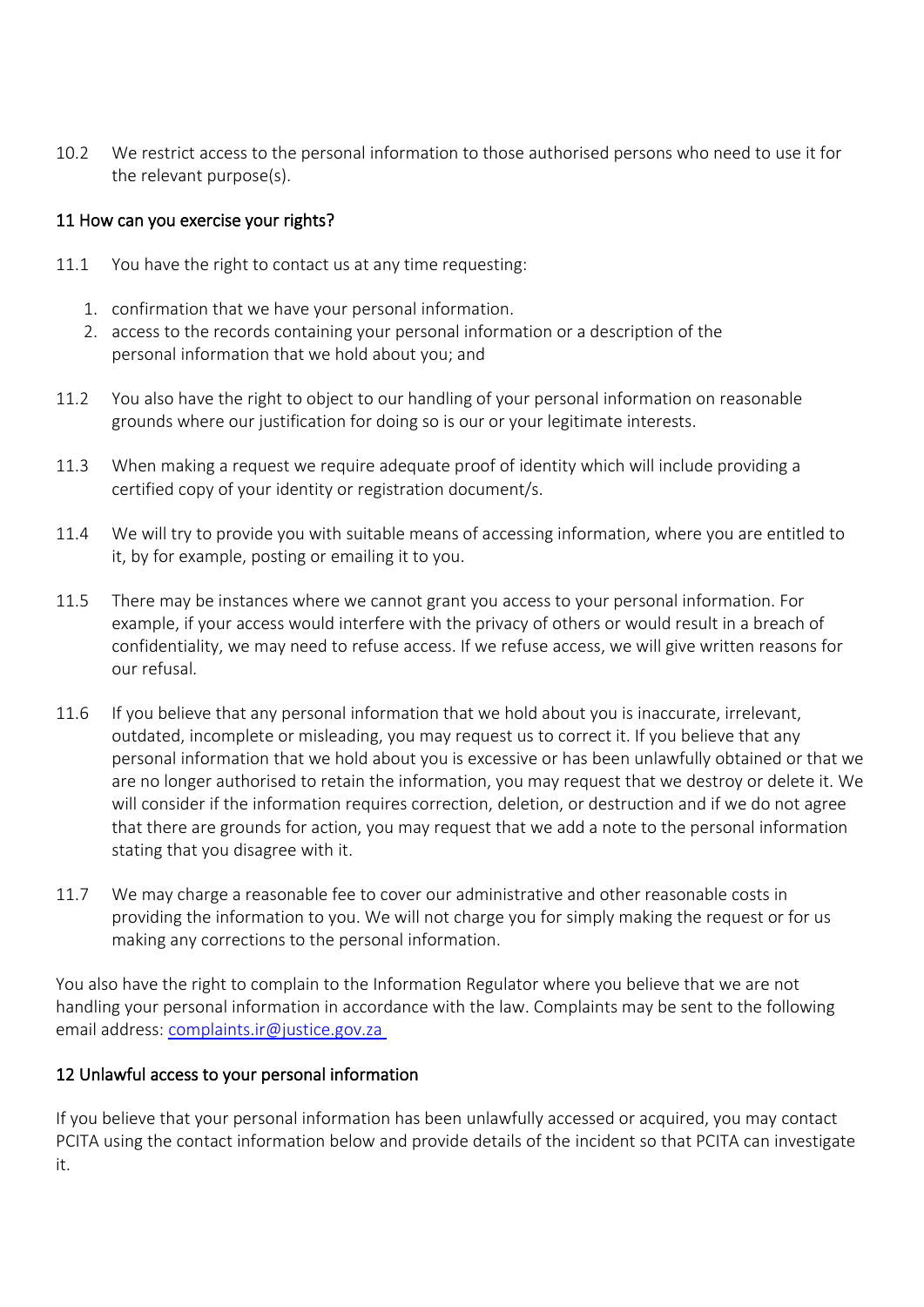10.2 We restrict access to the personal information to those authorised persons who need to use it for the relevant purpose(s).

## 11 How can you exercise your rights?

11.1 You have the right to contact us at any time requesting:

1. confirmation that we have your personal information.
2. access to the records containing your personal information or a description of the personal information that we hold about you; and

11.2 You also have the right to object to our handling of your personal information on reasonable grounds where our justification for doing so is our or your legitimate interests.

11.3 When making a request we require adequate proof of identity which will include providing a certified copy of your identity or registration document/s.

11.4 We will try to provide you with suitable means of accessing information, where you are entitled to it, by for example, posting or emailing it to you.

11.5 There may be instances where we cannot grant you access to your personal information. For example, if your access would interfere with the privacy of others or would result in a breach of confidentiality, we may need to refuse access. If we refuse access, we will give written reasons for our refusal.

11.6 If you believe that any personal information that we hold about you is inaccurate, irrelevant, outdated, incomplete or misleading, you may request us to correct it. If you believe that any personal information that we hold about you is excessive or has been unlawfully obtained or that we are no longer authorised to retain the information, you may request that we destroy or delete it. We will consider if the information requires correction, deletion, or destruction and if we do not agree that there are grounds for action, you may request that we add a note to the personal information stating that you disagree with it.

11.7 We may charge a reasonable fee to cover our administrative and other reasonable costs in providing the information to you. We will not charge you for simply making the request or for us making any corrections to the personal information.

You also have the right to complain to the Information Regulator where you believe that we are not handling your personal information in accordance with the law. Complaints may be sent to the following email address: complaints.ir@justice.gov.za

## 12 Unlawful access to your personal information

If you believe that your personal information has been unlawfully accessed or acquired, you may contact PCITA using the contact information below and provide details of the incident so that PCITA can investigate it.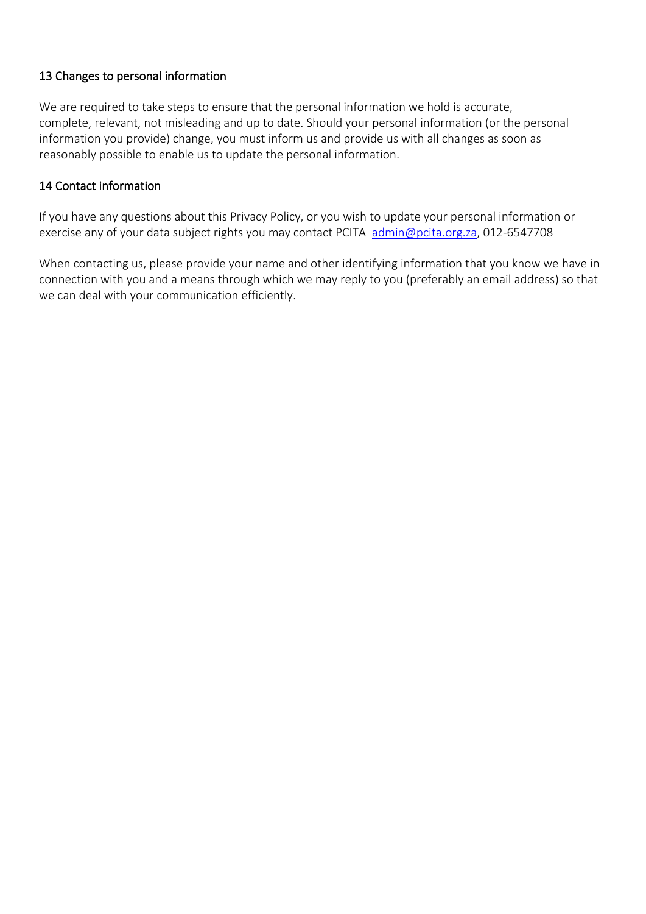## 13 Changes to personal information

We are required to take steps to ensure that the personal information we hold is accurate, complete, relevant, not misleading and up to date. Should your personal information (or the personal information you provide) change, you must inform us and provide us with all changes as soon as reasonably possible to enable us to update the personal information.

## 14 Contact information

If you have any questions about this Privacy Policy, or you wish to update your personal information or exercise any of your data subject rights you may contact PCITA [admin@pcita.org.za](mailto:admin@pcita.org.za), 012-6547708

When contacting us, please provide your name and other identifying information that you know we have in connection with you and a means through which we may reply to you (preferably an email address) so that we can deal with your communication efficiently.